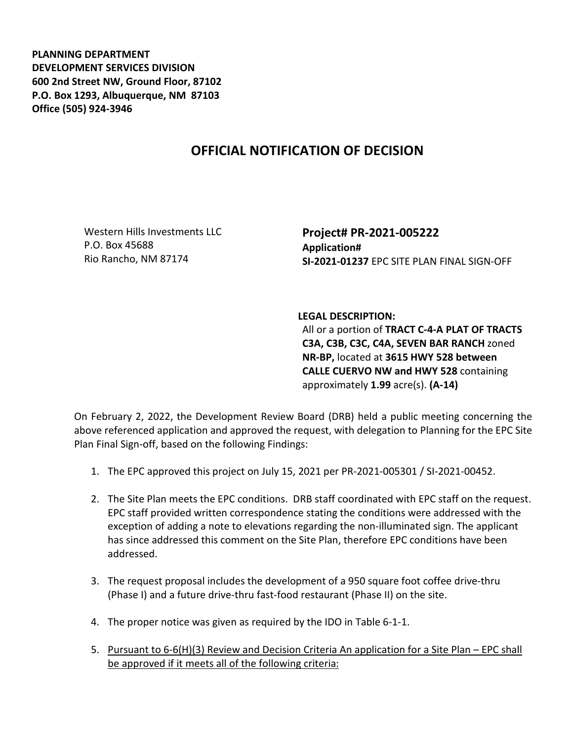**PLANNING DEPARTMENT**
**DEVELOPMENT SERVICES DIVISION**
**600 2nd Street NW, Ground Floor, 87102**
**P.O. Box 1293, Albuquerque, NM 87103**
**Office (505) 924-3946**

# OFFICIAL NOTIFICATION OF DECISION

Western Hills Investments LLC
P.O. Box 45688
Rio Rancho, NM 87174

**Project# PR-2021-005222**
**Application#**
**SI-2021-01237** EPC SITE PLAN FINAL SIGN-OFF

**LEGAL DESCRIPTION:**
All or a portion of **TRACT C-4-A PLAT OF TRACTS C3A, C3B, C3C, C4A, SEVEN BAR RANCH** zoned **NR-BP,** located at **3615 HWY 528 between CALLE CUERVO NW and HWY 528** containing approximately **1.99** acre(s). **(A-14)**

On February 2, 2022, the Development Review Board (DRB) held a public meeting concerning the above referenced application and approved the request, with delegation to Planning for the EPC Site Plan Final Sign-off, based on the following Findings:

1. The EPC approved this project on July 15, 2021 per PR-2021-005301 / SI-2021-00452.

2. The Site Plan meets the EPC conditions. DRB staff coordinated with EPC staff on the request. EPC staff provided written correspondence stating the conditions were addressed with the exception of adding a note to elevations regarding the non-illuminated sign. The applicant has since addressed this comment on the Site Plan, therefore EPC conditions have been addressed.

3. The request proposal includes the development of a 950 square foot coffee drive-thru (Phase I) and a future drive-thru fast-food restaurant (Phase II) on the site.

4. The proper notice was given as required by the IDO in Table 6-1-1.

5. Pursuant to 6-6(H)(3) Review and Decision Criteria An application for a Site Plan – EPC shall be approved if it meets all of the following criteria: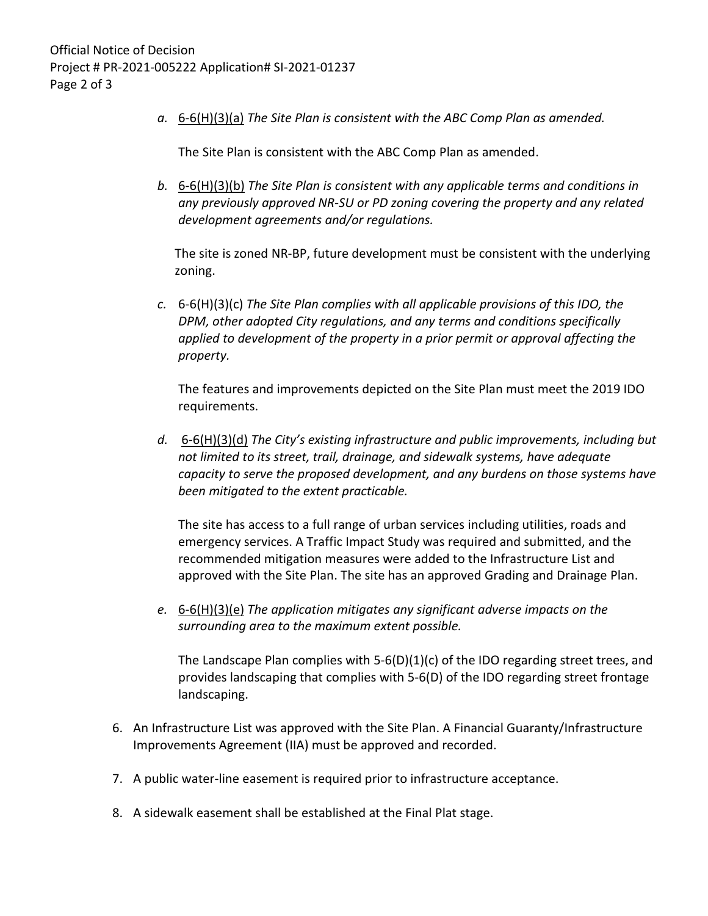a. <u>6-6(H)(3)(a)</u> *The Site Plan is consistent with the ABC Comp Plan as amended.*

   The Site Plan is consistent with the ABC Comp Plan as amended.

b. <u>6-6(H)(3)(b)</u> *The Site Plan is consistent with any applicable terms and conditions in any previously approved NR-SU or PD zoning covering the property and any related development agreements and/or regulations.*

   The site is zoned NR-BP, future development must be consistent with the underlying zoning.

c. 6-6(H)(3)(c) *The Site Plan complies with all applicable provisions of this IDO, the DPM, other adopted City regulations, and any terms and conditions specifically applied to development of the property in a prior permit or approval affecting the property.*

   The features and improvements depicted on the Site Plan must meet the 2019 IDO requirements.

d. <u>6-6(H)(3)(d)</u> *The City's existing infrastructure and public improvements, including but not limited to its street, trail, drainage, and sidewalk systems, have adequate capacity to serve the proposed development, and any burdens on those systems have been mitigated to the extent practicable.*

   The site has access to a full range of urban services including utilities, roads and emergency services. A Traffic Impact Study was required and submitted, and the recommended mitigation measures were added to the Infrastructure List and approved with the Site Plan. The site has an approved Grading and Drainage Plan.

e. <u>6-6(H)(3)(e)</u> *The application mitigates any significant adverse impacts on the surrounding area to the maximum extent possible.*

   The Landscape Plan complies with 5-6(D)(1)(c) of the IDO regarding street trees, and provides landscaping that complies with 5-6(D) of the IDO regarding street frontage landscaping.

6. An Infrastructure List was approved with the Site Plan. A Financial Guaranty/Infrastructure Improvements Agreement (IIA) must be approved and recorded.

7. A public water-line easement is required prior to infrastructure acceptance.

8. A sidewalk easement shall be established at the Final Plat stage.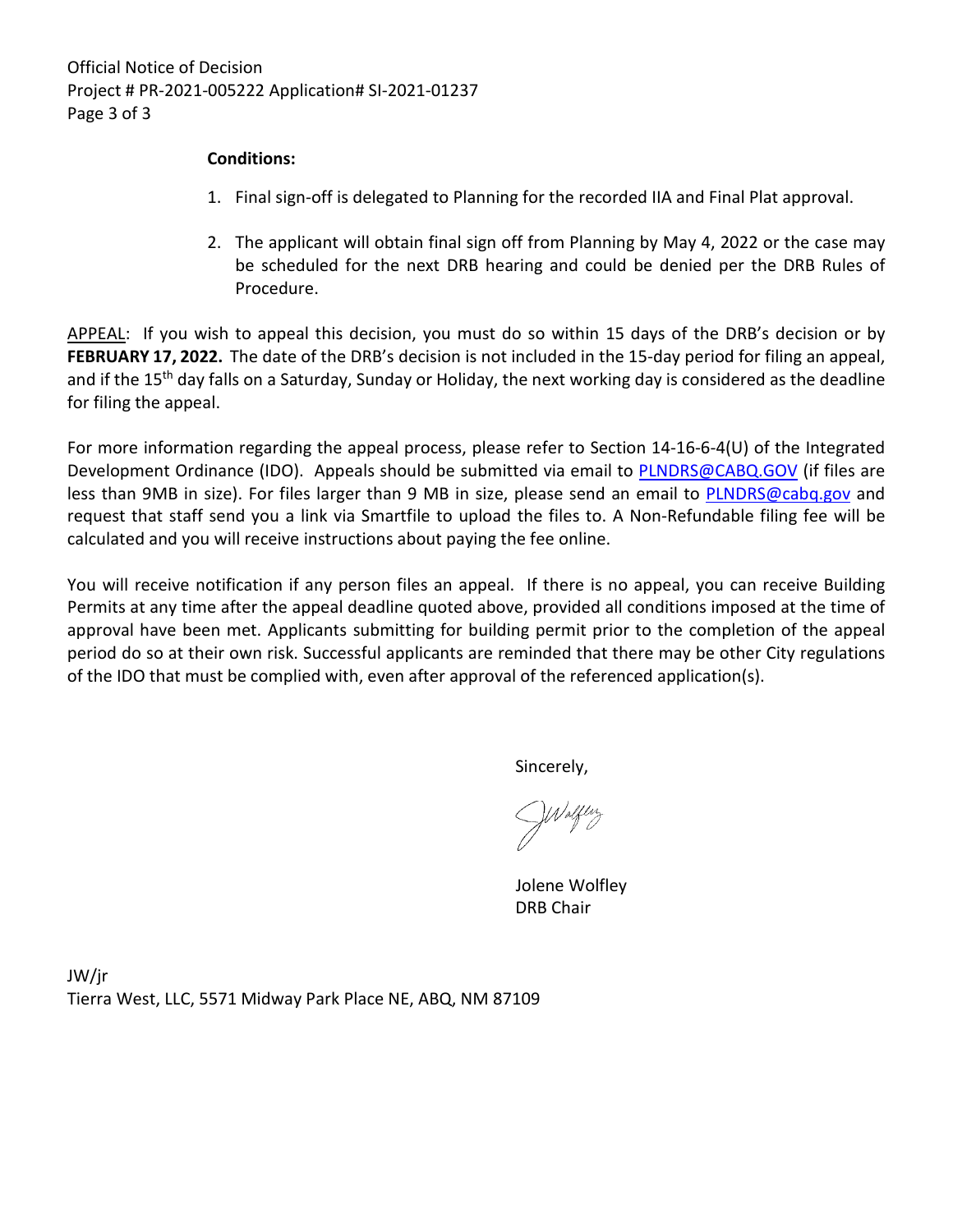**Conditions:**

1. Final sign-off is delegated to Planning for the recorded IIA and Final Plat approval.

2. The applicant will obtain final sign off from Planning by May 4, 2022 or the case may be scheduled for the next DRB hearing and could be denied per the DRB Rules of Procedure.

APPEAL: If you wish to appeal this decision, you must do so within 15 days of the DRB's decision or by **FEBRUARY 17, 2022.** The date of the DRB's decision is not included in the 15-day period for filing an appeal, and if the 15th day falls on a Saturday, Sunday or Holiday, the next working day is considered as the deadline for filing the appeal.

For more information regarding the appeal process, please refer to Section 14-16-6-4(U) of the Integrated Development Ordinance (IDO). Appeals should be submitted via email to PLNDRS@CABQ.GOV (if files are less than 9MB in size). For files larger than 9 MB in size, please send an email to PLNDRS@cabq.gov and request that staff send you a link via Smartfile to upload the files to. A Non-Refundable filing fee will be calculated and you will receive instructions about paying the fee online.

You will receive notification if any person files an appeal. If there is no appeal, you can receive Building Permits at any time after the appeal deadline quoted above, provided all conditions imposed at the time of approval have been met. Applicants submitting for building permit prior to the completion of the appeal period do so at their own risk. Successful applicants are reminded that there may be other City regulations of the IDO that must be complied with, even after approval of the referenced application(s).

Sincerely,

JWolfley

Jolene Wolfley
DRB Chair

JW/jr
Tierra West, LLC, 5571 Midway Park Place NE, ABQ, NM 87109